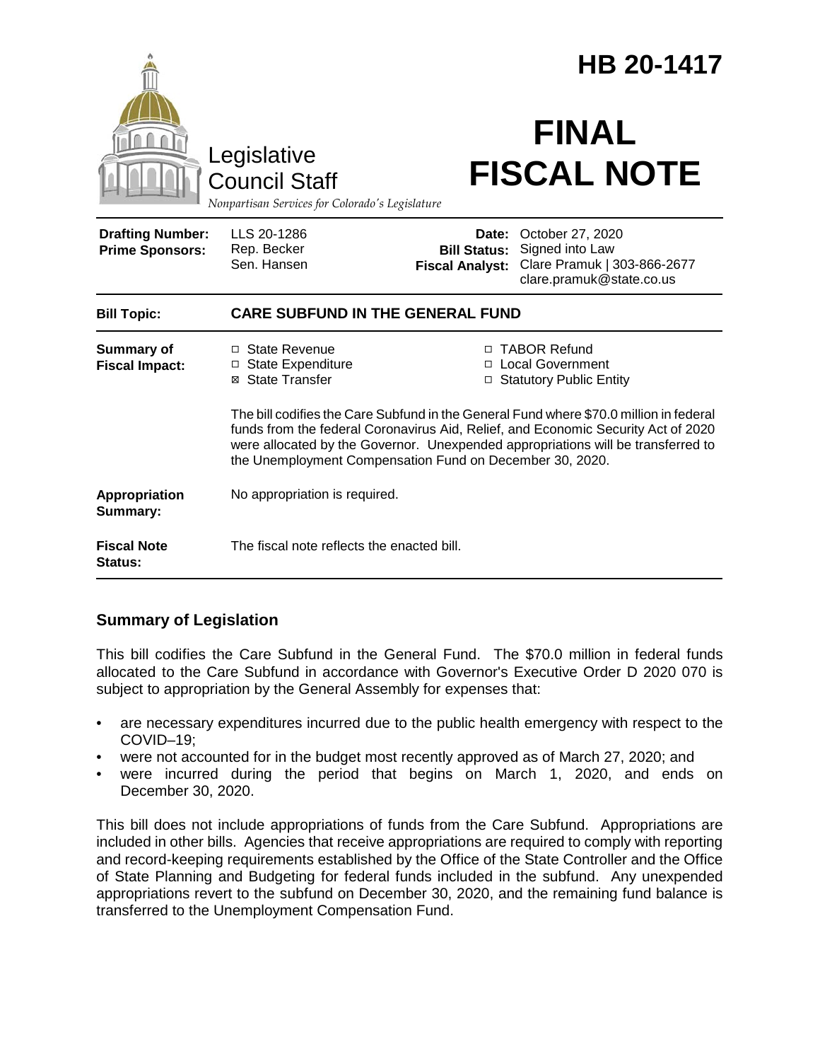# HB 20-1417

Legislative Council Staff

*Nonpartisan Services for Colorado's Legislature*

# FINAL FISCAL NOTE

| | | | |
|---|---|---|---|
| **Drafting Number:** | LLS 20-1286 | **Date:** | October 27, 2020 |
| **Prime Sponsors:** | Rep. Becker<br>Sen. Hansen | **Bill Status:** | Signed into Law |
| | | **Fiscal Analyst:** | Clare Pramuk \| 303-866-2677<br>clare.pramuk@state.co.us |

| | |
|---|---|
| **Bill Topic:** | **CARE SUBFUND IN THE GENERAL FUND** |
| **Summary of Fiscal Impact:** | ☐ State Revenue ☐ TABOR Refund<br>☐ State Expenditure ☐ Local Government<br>☒ State Transfer ☐ Statutory Public Entity<br><br>The bill codifies the Care Subfund in the General Fund where $70.0 million in federal funds from the federal Coronavirus Aid, Relief, and Economic Security Act of 2020 were allocated by the Governor. Unexpended appropriations will be transferred to the Unemployment Compensation Fund on December 30, 2020. |
| **Appropriation Summary:** | No appropriation is required. |
| **Fiscal Note Status:** | The fiscal note reflects the enacted bill. |

## Summary of Legislation

This bill codifies the Care Subfund in the General Fund. The $70.0 million in federal funds allocated to the Care Subfund in accordance with Governor's Executive Order D 2020 070 is subject to appropriation by the General Assembly for expenses that:

- are necessary expenditures incurred due to the public health emergency with respect to the COVID–19;
- were not accounted for in the budget most recently approved as of March 27, 2020; and
- were incurred during the period that begins on March 1, 2020, and ends on December 30, 2020.

This bill does not include appropriations of funds from the Care Subfund. Appropriations are included in other bills. Agencies that receive appropriations are required to comply with reporting and record-keeping requirements established by the Office of the State Controller and the Office of State Planning and Budgeting for federal funds included in the subfund. Any unexpended appropriations revert to the subfund on December 30, 2020, and the remaining fund balance is transferred to the Unemployment Compensation Fund.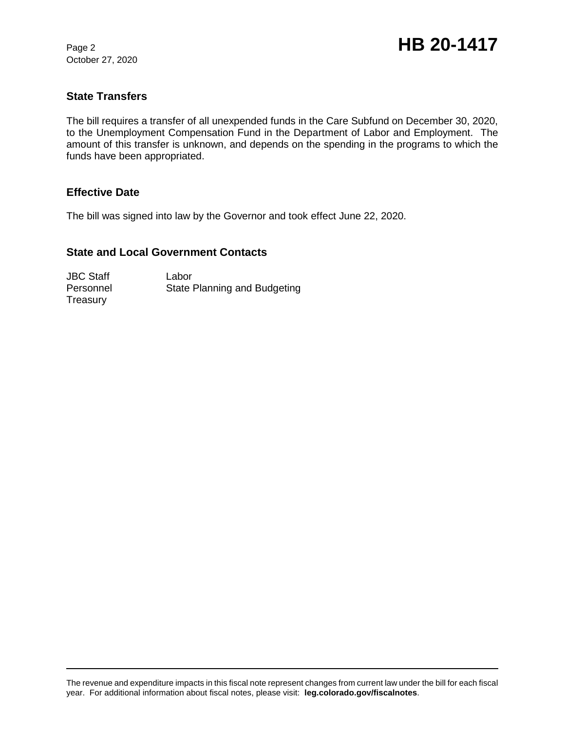## State Transfers

The bill requires a transfer of all unexpended funds in the Care Subfund on December 30, 2020, to the Unemployment Compensation Fund in the Department of Labor and Employment. The amount of this transfer is unknown, and depends on the spending in the programs to which the funds have been appropriated.

## Effective Date

The bill was signed into law by the Governor and took effect June 22, 2020.

## State and Local Government Contacts

| | |
|---|---|
| JBC Staff | Labor |
| Personnel | State Planning and Budgeting |
| Treasury | |

The revenue and expenditure impacts in this fiscal note represent changes from current law under the bill for each fiscal year. For additional information about fiscal notes, please visit: **leg.colorado.gov/fiscalnotes**.